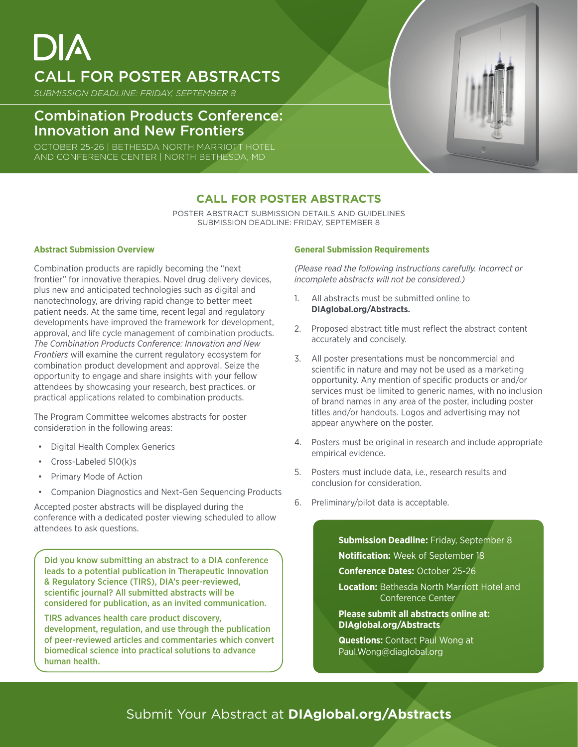# DIA

## CALL FOR POSTER ABSTRACTS

*SUBMISSION DEADLINE: FRIDAY, SEPTEMBER 8*

## Combination Products Conference: Innovation and New Frontiers

OCTOBER 25-26 | BETHESDA NORTH MARRIOTT HOTEL AND CONFERENCE CENTER | NORTH BETHESDA, MD

## CALL FOR POSTER ABSTRACTS

POSTER ABSTRACT SUBMISSION DETAILS AND GUIDELINES
SUBMISSION DEADLINE: FRIDAY, SEPTEMBER 8

### Abstract Submission Overview

Combination products are rapidly becoming the "next frontier" for innovative therapies. Novel drug delivery devices, plus new and anticipated technologies such as digital and nanotechnology, are driving rapid change to better meet patient needs. At the same time, recent legal and regulatory developments have improved the framework for development, approval, and life cycle management of combination products. *The Combination Products Conference: Innovation and New Frontiers* will examine the current regulatory ecosystem for combination product development and approval. Seize the opportunity to engage and share insights with your fellow attendees by showcasing your research, best practices. or practical applications related to combination products.

The Program Committee welcomes abstracts for poster consideration in the following areas:

- Digital Health Complex Generics
- Cross-Labeled 510(k)s
- Primary Mode of Action
- Companion Diagnostics and Next-Gen Sequencing Products

Accepted poster abstracts will be displayed during the conference with a dedicated poster viewing scheduled to allow attendees to ask questions.

Did you know submitting an abstract to a DIA conference leads to a potential publication in Therapeutic Innovation & Regulatory Science (TIRS), DIA's peer-reviewed, scientific journal? All submitted abstracts will be considered for publication, as an invited communication.

TIRS advances health care product discovery, development, regulation, and use through the publication of peer-reviewed articles and commentaries which convert biomedical science into practical solutions to advance human health.

### General Submission Requirements

*(Please read the following instructions carefully. Incorrect or incomplete abstracts will not be considered.)*

1. All abstracts must be submitted online to **DIAglobal.org/Abstracts.**
2. Proposed abstract title must reflect the abstract content accurately and concisely.
3. All poster presentations must be noncommercial and scientific in nature and may not be used as a marketing opportunity. Any mention of specific products or and/or services must be limited to generic names, with no inclusion of brand names in any area of the poster, including poster titles and/or handouts. Logos and advertising may not appear anywhere on the poster.
4. Posters must be original in research and include appropriate empirical evidence.
5. Posters must include data, i.e., research results and conclusion for consideration.
6. Preliminary/pilot data is acceptable.

**Submission Deadline:** Friday, September 8

**Notification:** Week of September 18

**Conference Dates:** October 25-26

**Location:** Bethesda North Marriott Hotel and Conference Center

**Please submit all abstracts online at: DIAglobal.org/Abstracts**

**Questions:** Contact Paul Wong at Paul.Wong@diaglobal.org

Submit Your Abstract at **DIAglobal.org/Abstracts**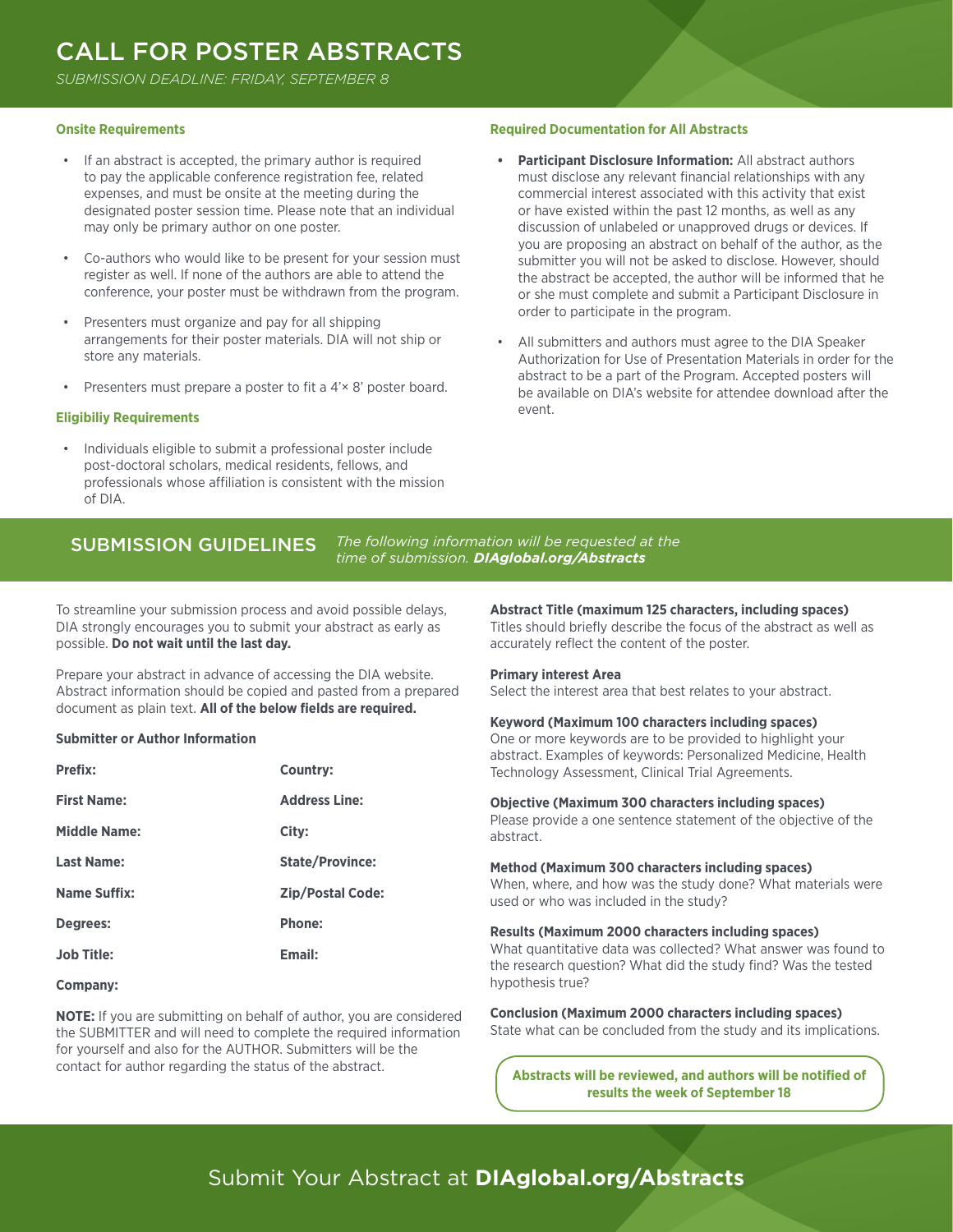# CALL FOR POSTER ABSTRACTS

*SUBMISSION DEADLINE: FRIDAY, SEPTEMBER 8*

### Onsite Requirements

- If an abstract is accepted, the primary author is required to pay the applicable conference registration fee, related expenses, and must be onsite at the meeting during the designated poster session time. Please note that an individual may only be primary author on one poster.
- Co-authors who would like to be present for your session must register as well. If none of the authors are able to attend the conference, your poster must be withdrawn from the program.
- Presenters must organize and pay for all shipping arrangements for their poster materials. DIA will not ship or store any materials.
- Presenters must prepare a poster to fit a 4'× 8' poster board.

### Eligibiliy Requirements

- Individuals eligible to submit a professional poster include post-doctoral scholars, medical residents, fellows, and professionals whose affiliation is consistent with the mission of DIA.

### Required Documentation for All Abstracts

- **Participant Disclosure Information:** All abstract authors must disclose any relevant financial relationships with any commercial interest associated with this activity that exist or have existed within the past 12 months, as well as any discussion of unlabeled or unapproved drugs or devices. If you are proposing an abstract on behalf of the author, as the submitter you will not be asked to disclose. However, should the abstract be accepted, the author will be informed that he or she must complete and submit a Participant Disclosure in order to participate in the program.
- All submitters and authors must agree to the DIA Speaker Authorization for Use of Presentation Materials in order for the abstract to be a part of the Program. Accepted posters will be available on DIA's website for attendee download after the event.

## SUBMISSION GUIDELINES

*The following information will be requested at the time of submission.* ***DIAglobal.org/Abstracts***

To streamline your submission process and avoid possible delays, DIA strongly encourages you to submit your abstract as early as possible. **Do not wait until the last day.**

Prepare your abstract in advance of accessing the DIA website. Abstract information should be copied and pasted from a prepared document as plain text. **All of the below fields are required.**

**Submitter or Author Information**

| | |
|---|---|
| **Prefix:** | **Country:** |
| **First Name:** | **Address Line:** |
| **Middle Name:** | **City:** |
| **Last Name:** | **State/Province:** |
| **Name Suffix:** | **Zip/Postal Code:** |
| **Degrees:** | **Phone:** |
| **Job Title:** | **Email:** |
| **Company:** | |

**NOTE:** If you are submitting on behalf of author, you are considered the SUBMITTER and will need to complete the required information for yourself and also for the AUTHOR. Submitters will be the contact for author regarding the status of the abstract.

**Abstract Title (maximum 125 characters, including spaces)**
Titles should briefly describe the focus of the abstract as well as accurately reflect the content of the poster.

**Primary interest Area**
Select the interest area that best relates to your abstract.

**Keyword (Maximum 100 characters including spaces)**
One or more keywords are to be provided to highlight your abstract. Examples of keywords: Personalized Medicine, Health Technology Assessment, Clinical Trial Agreements.

**Objective (Maximum 300 characters including spaces)**
Please provide a one sentence statement of the objective of the abstract.

**Method (Maximum 300 characters including spaces)**
When, where, and how was the study done? What materials were used or who was included in the study?

**Results (Maximum 2000 characters including spaces)**
What quantitative data was collected? What answer was found to the research question? What did the study find? Was the tested hypothesis true?

**Conclusion (Maximum 2000 characters including spaces)**
State what can be concluded from the study and its implications.

**Abstracts will be reviewed, and authors will be notified of results the week of September 18**

Submit Your Abstract at **DIAglobal.org/Abstracts**